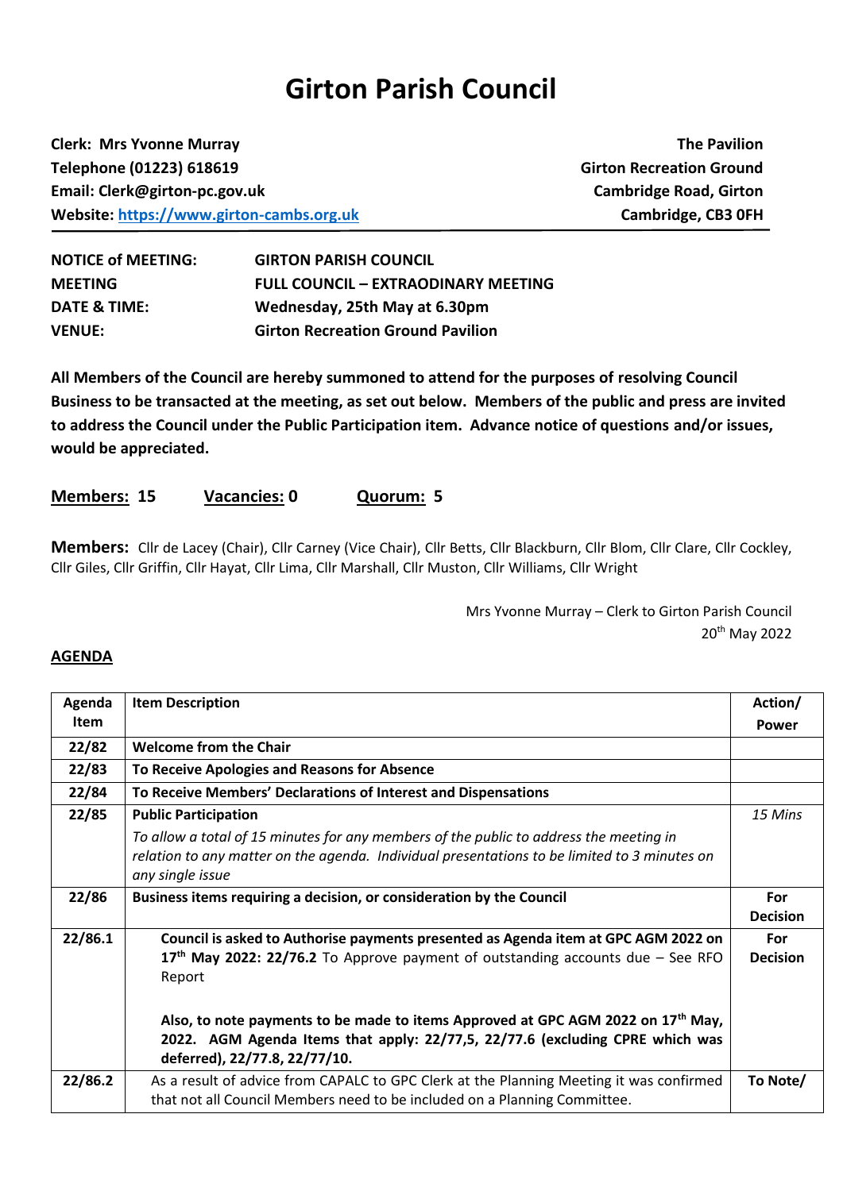# Girton Parish Council

| | |
|---|---|
| **Clerk: Mrs Yvonne Murray** | **The Pavilion** |
| **Telephone (01223) 618619** | **Girton Recreation Ground** |
| **Email: Clerk@girton-pc.gov.uk** | **Cambridge Road, Girton** |
| **Website: [https://www.girton-cambs.org.uk](https://www.girton-cambs.org.uk)** | **Cambridge, CB3 0FH** |

| | |
|---|---|
| **NOTICE of MEETING:** | **GIRTON PARISH COUNCIL** |
| **MEETING** | **FULL COUNCIL – EXTRAODINARY MEETING** |
| **DATE & TIME:** | **Wednesday, 25th May at 6.30pm** |
| **VENUE:** | **Girton Recreation Ground Pavilion** |

**All Members of the Council are hereby summoned to attend for the purposes of resolving Council Business to be transacted at the meeting, as set out below. Members of the public and press are invited to address the Council under the Public Participation item. Advance notice of questions and/or issues, would be appreciated.**

**Members: 15** **Vacancies: 0** **Quorum: 5**

**Members:** Cllr de Lacey (Chair), Cllr Carney (Vice Chair), Cllr Betts, Cllr Blackburn, Cllr Blom, Cllr Clare, Cllr Cockley, Cllr Giles, Cllr Griffin, Cllr Hayat, Cllr Lima, Cllr Marshall, Cllr Muston, Cllr Williams, Cllr Wright

Mrs Yvonne Murray – Clerk to Girton Parish Council
20th May 2022

## AGENDA

| Agenda Item | Item Description | Action/ Power |
|---|---|---|
| **22/82** | **Welcome from the Chair** | |
| **22/83** | **To Receive Apologies and Reasons for Absence** | |
| **22/84** | **To Receive Members' Declarations of Interest and Dispensations** | |
| **22/85** | **Public Participation** *To allow a total of 15 minutes for any members of the public to address the meeting in relation to any matter on the agenda. Individual presentations to be limited to 3 minutes on any single issue* | *15 Mins* |
| **22/86** | **Business items requiring a decision, or consideration by the Council** | **For Decision** |
| **22/86.1** | **Council is asked to Authorise payments presented as Agenda item at GPC AGM 2022 on 17th May 2022: 22/76.2** To Approve payment of outstanding accounts due – See RFO Report **Also, to note payments to be made to items Approved at GPC AGM 2022 on 17th May, 2022. AGM Agenda Items that apply: 22/77,5, 22/77.6 (excluding CPRE which was deferred), 22/77.8, 22/77/10.** | **For Decision** |
| **22/86.2** | As a result of advice from CAPALC to GPC Clerk at the Planning Meeting it was confirmed that not all Council Members need to be included on a Planning Committee. | **To Note/** |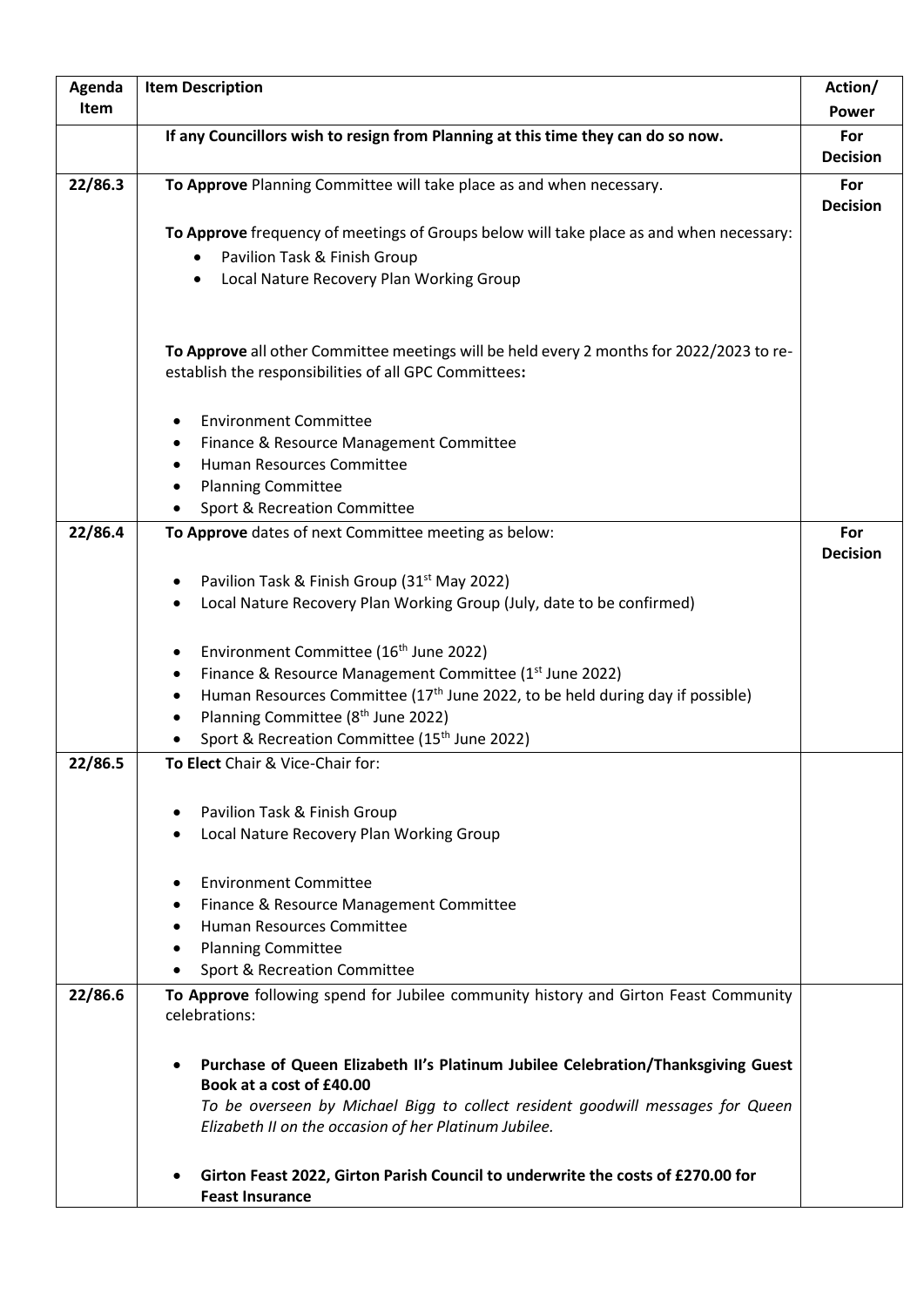| Agenda Item | Item Description | Action/ Power |
|---|---|---|
| | **If any Councillors wish to resign from Planning at this time they can do so now.** | **For Decision** |
| **22/86.3** | **To Approve** Planning Committee will take place as and when necessary.<br><br>**To Approve** frequency of meetings of Groups below will take place as and when necessary:<br>• Pavilion Task & Finish Group<br>• Local Nature Recovery Plan Working Group<br><br>**To Approve** all other Committee meetings will be held every 2 months for 2022/2023 to re-establish the responsibilities of all GPC Committees**:**<br><br>• Environment Committee<br>• Finance & Resource Management Committee<br>• Human Resources Committee<br>• Planning Committee<br>• Sport & Recreation Committee | **For Decision** |
| **22/86.4** | **To Approve** dates of next Committee meeting as below:<br><br>• Pavilion Task & Finish Group (31st May 2022)<br>• Local Nature Recovery Plan Working Group (July, date to be confirmed)<br><br>• Environment Committee (16th June 2022)<br>• Finance & Resource Management Committee (1st June 2022)<br>• Human Resources Committee (17th June 2022, to be held during day if possible)<br>• Planning Committee (8th June 2022)<br>• Sport & Recreation Committee (15th June 2022) | **For Decision** |
| **22/86.5** | **To Elect** Chair & Vice-Chair for:<br><br>• Pavilion Task & Finish Group<br>• Local Nature Recovery Plan Working Group<br><br>• Environment Committee<br>• Finance & Resource Management Committee<br>• Human Resources Committee<br>• Planning Committee<br>• Sport & Recreation Committee | |
| **22/86.6** | **To Approve** following spend for Jubilee community history and Girton Feast Community celebrations:<br><br>• **Purchase of Queen Elizabeth II's Platinum Jubilee Celebration/Thanksgiving Guest Book at a cost of £40.00**<br>*To be overseen by Michael Bigg to collect resident goodwill messages for Queen Elizabeth II on the occasion of her Platinum Jubilee.*<br><br>• **Girton Feast 2022, Girton Parish Council to underwrite the costs of £270.00 for Feast Insurance** | |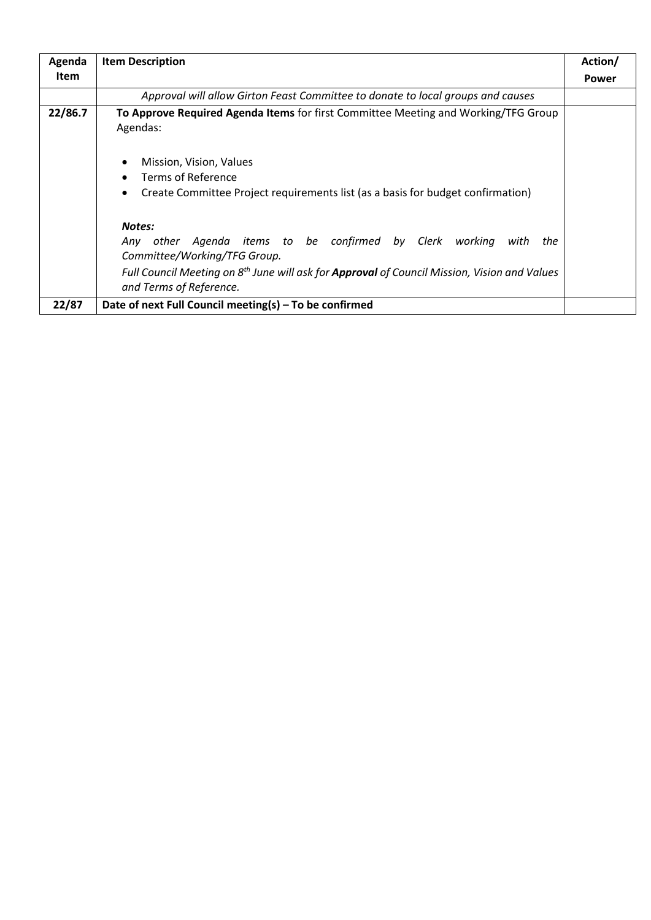| Agenda Item | Item Description | Action/ Power |
|---|---|---|
| | *Approval will allow Girton Feast Committee to donate to local groups and causes* | |
| **22/86.7** | **To Approve Required Agenda Items** for first Committee Meeting and Working/TFG Group Agendas:<br><br>• Mission, Vision, Values<br>• Terms of Reference<br>• Create Committee Project requirements list (as a basis for budget confirmation)<br><br>***Notes:***<br>*Any other Agenda items to be confirmed by Clerk working with the Committee/Working/TFG Group.*<br>*Full Council Meeting on 8th June will ask for **Approval** of Council Mission, Vision and Values and Terms of Reference.* | |
| **22/87** | **Date of next Full Council meeting(s) – To be confirmed** | |